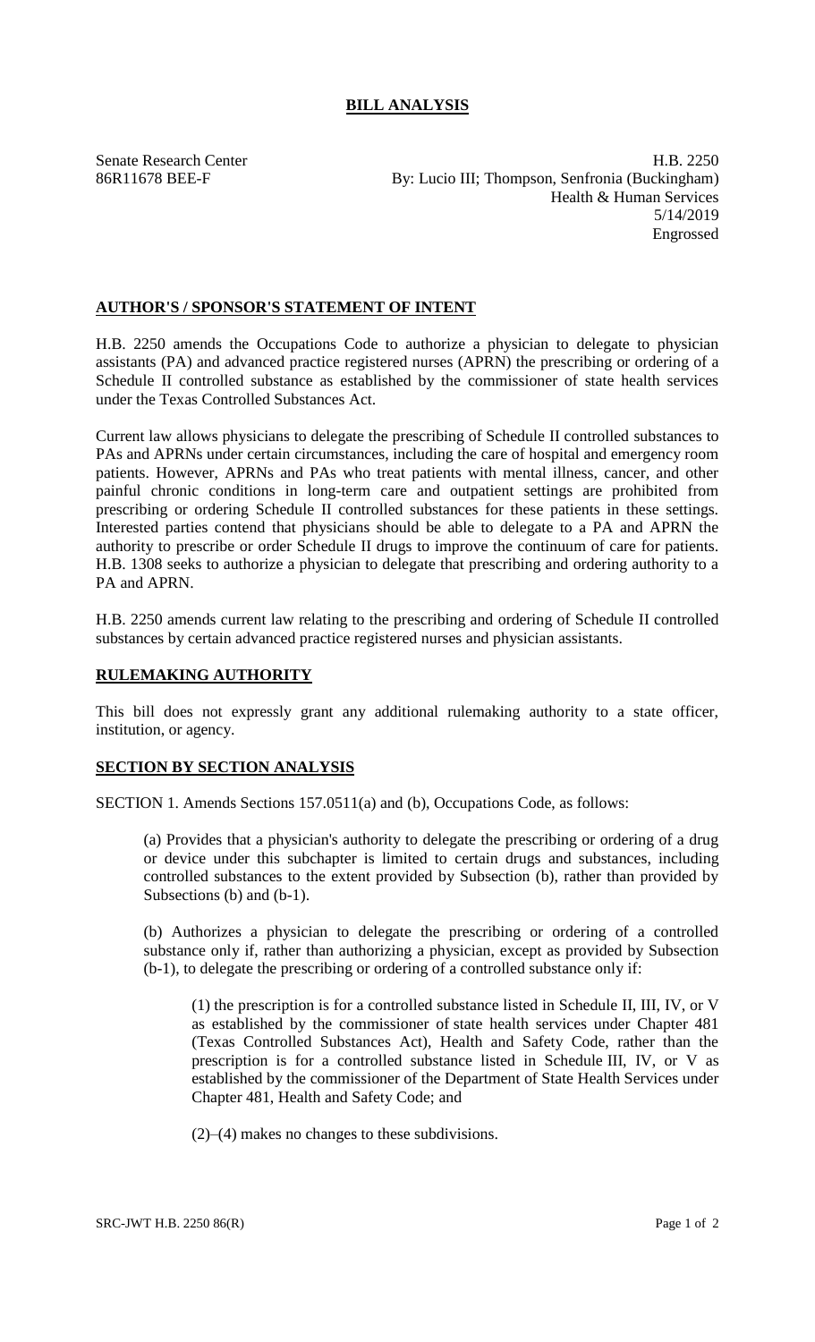# BILL ANALYSIS

Senate Research Center
86R11678 BEE-F

H.B. 2250
By: Lucio III; Thompson, Senfronia (Buckingham)
Health & Human Services
5/14/2019
Engrossed

## AUTHOR'S / SPONSOR'S STATEMENT OF INTENT

H.B. 2250 amends the Occupations Code to authorize a physician to delegate to physician assistants (PA) and advanced practice registered nurses (APRN) the prescribing or ordering of a Schedule II controlled substance as established by the commissioner of state health services under the Texas Controlled Substances Act.

Current law allows physicians to delegate the prescribing of Schedule II controlled substances to PAs and APRNs under certain circumstances, including the care of hospital and emergency room patients. However, APRNs and PAs who treat patients with mental illness, cancer, and other painful chronic conditions in long-term care and outpatient settings are prohibited from prescribing or ordering Schedule II controlled substances for these patients in these settings. Interested parties contend that physicians should be able to delegate to a PA and APRN the authority to prescribe or order Schedule II drugs to improve the continuum of care for patients. H.B. 1308 seeks to authorize a physician to delegate that prescribing and ordering authority to a PA and APRN.

H.B. 2250 amends current law relating to the prescribing and ordering of Schedule II controlled substances by certain advanced practice registered nurses and physician assistants.

## RULEMAKING AUTHORITY

This bill does not expressly grant any additional rulemaking authority to a state officer, institution, or agency.

## SECTION BY SECTION ANALYSIS

SECTION 1. Amends Sections 157.0511(a) and (b), Occupations Code, as follows:

(a) Provides that a physician's authority to delegate the prescribing or ordering of a drug or device under this subchapter is limited to certain drugs and substances, including controlled substances to the extent provided by Subsection (b), rather than provided by Subsections (b) and (b-1).

(b) Authorizes a physician to delegate the prescribing or ordering of a controlled substance only if, rather than authorizing a physician, except as provided by Subsection (b-1), to delegate the prescribing or ordering of a controlled substance only if:

(1) the prescription is for a controlled substance listed in Schedule II, III, IV, or V as established by the commissioner of state health services under Chapter 481 (Texas Controlled Substances Act), Health and Safety Code, rather than the prescription is for a controlled substance listed in Schedule III, IV, or V as established by the commissioner of the Department of State Health Services under Chapter 481, Health and Safety Code; and

(2)–(4) makes no changes to these subdivisions.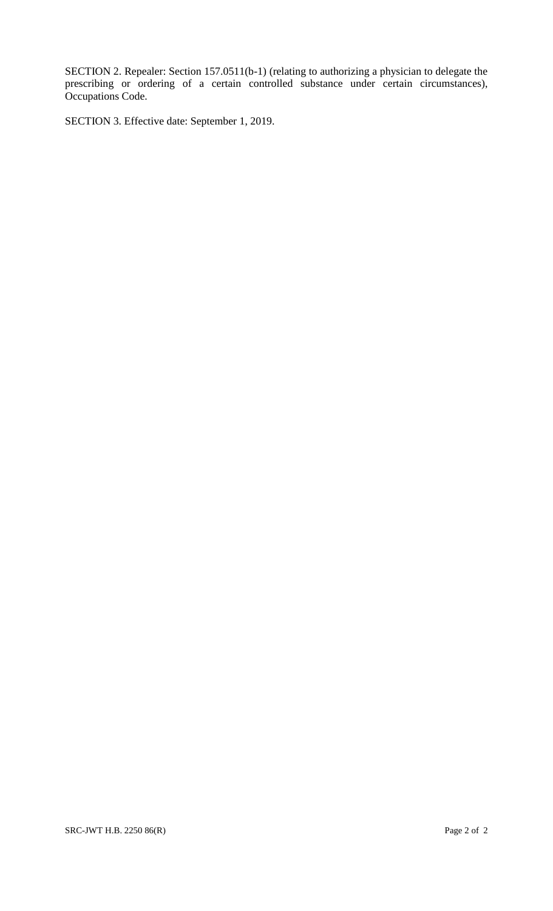SECTION 2. Repealer: Section 157.0511(b-1) (relating to authorizing a physician to delegate the prescribing or ordering of a certain controlled substance under certain circumstances), Occupations Code.

SECTION 3. Effective date: September 1, 2019.